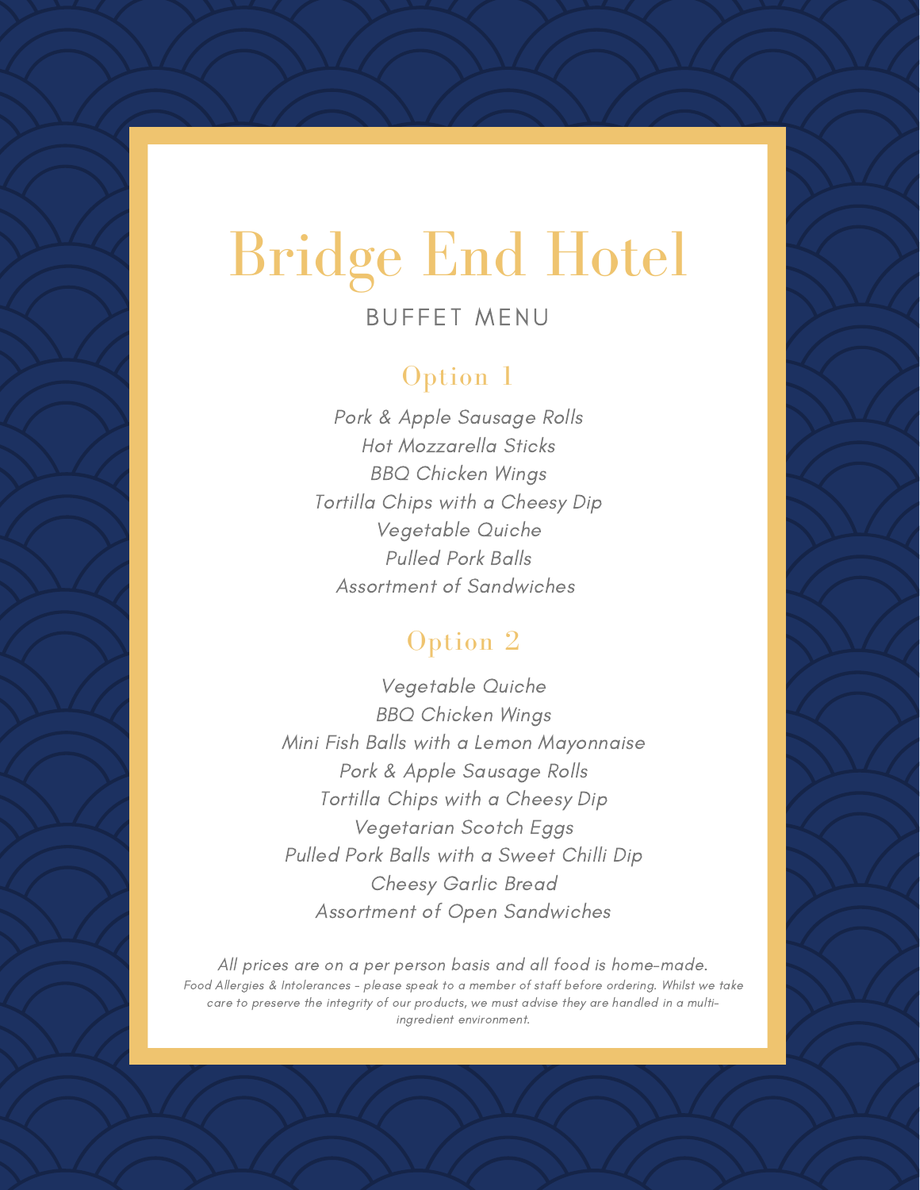# Bridge End Hotel

## BUFFET MENU

### Option 1

*Pork & Apple Sausage Rolls*
*Hot Mozzarella Sticks*
*BBQ Chicken Wings*
*Tortilla Chips with a Cheesy Dip*
*Vegetable Quiche*
*Pulled Pork Balls*
*Assortment of Sandwiches*

### Option 2

*Vegetable Quiche*
*BBQ Chicken Wings*
*Mini Fish Balls with a Lemon Mayonnaise*
*Pork & Apple Sausage Rolls*
*Tortilla Chips with a Cheesy Dip*
*Vegetarian Scotch Eggs*
*Pulled Pork Balls with a Sweet Chilli Dip*
*Cheesy Garlic Bread*
*Assortment of Open Sandwiches*

*All prices are on a per person basis and all food is home-made.*

*Food Allergies & Intolerances - please speak to a member of staff before ordering. Whilst we take care to preserve the integrity of our products, we must advise they are handled in a multi-ingredient environment.*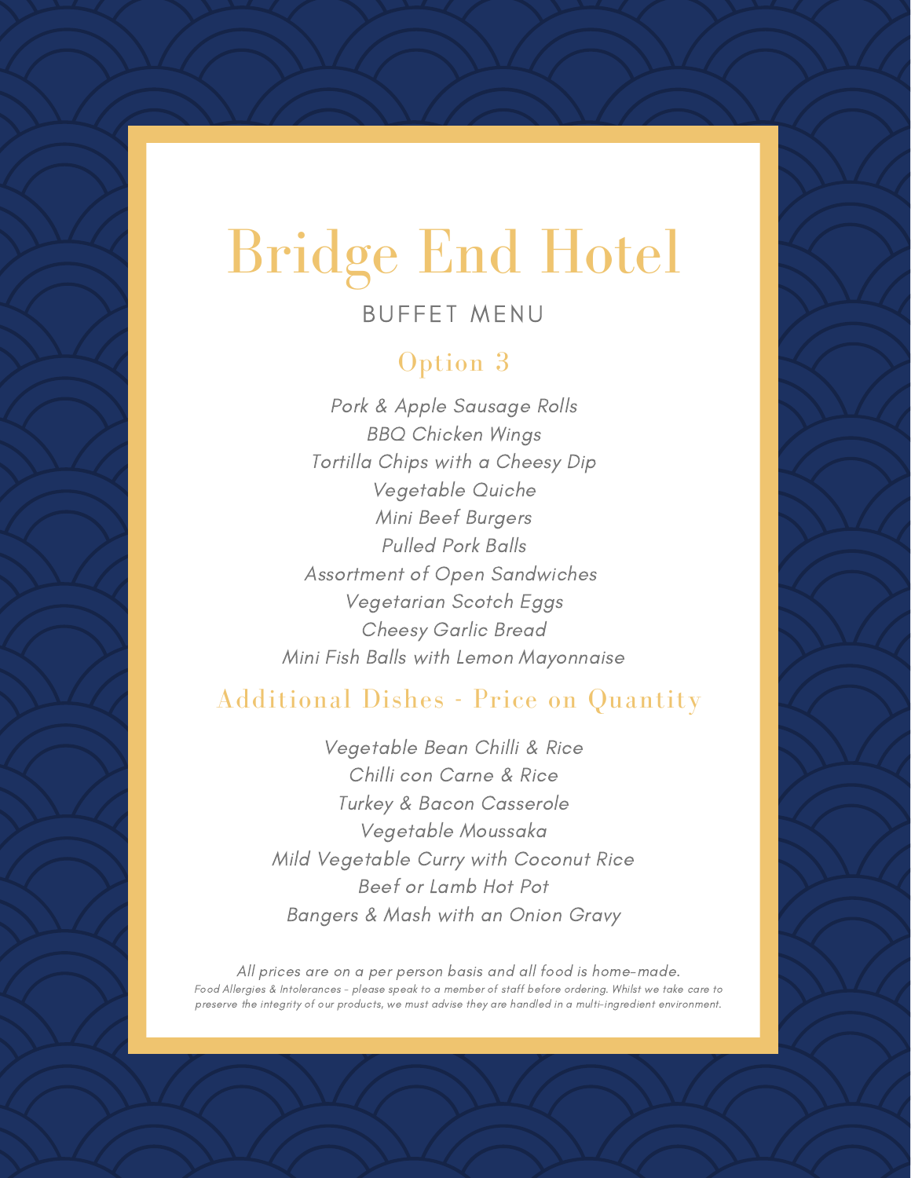# Bridge End Hotel

## BUFFET MENU

### Option 3

*Pork & Apple Sausage Rolls*
*BBQ Chicken Wings*
*Tortilla Chips with a Cheesy Dip*
*Vegetable Quiche*
*Mini Beef Burgers*
*Pulled Pork Balls*
*Assortment of Open Sandwiches*
*Vegetarian Scotch Eggs*
*Cheesy Garlic Bread*
*Mini Fish Balls with Lemon Mayonnaise*

### Additional Dishes - Price on Quantity

*Vegetable Bean Chilli & Rice*
*Chilli con Carne & Rice*
*Turkey & Bacon Casserole*
*Vegetable Moussaka*
*Mild Vegetable Curry with Coconut Rice*
*Beef or Lamb Hot Pot*
*Bangers & Mash with an Onion Gravy*

*All prices are on a per person basis and all food is home-made.*

*Food Allergies & Intolerances - please speak to a member of staff before ordering. Whilst we take care to preserve the integrity of our products, we must advise they are handled in a multi-ingredient environment.*